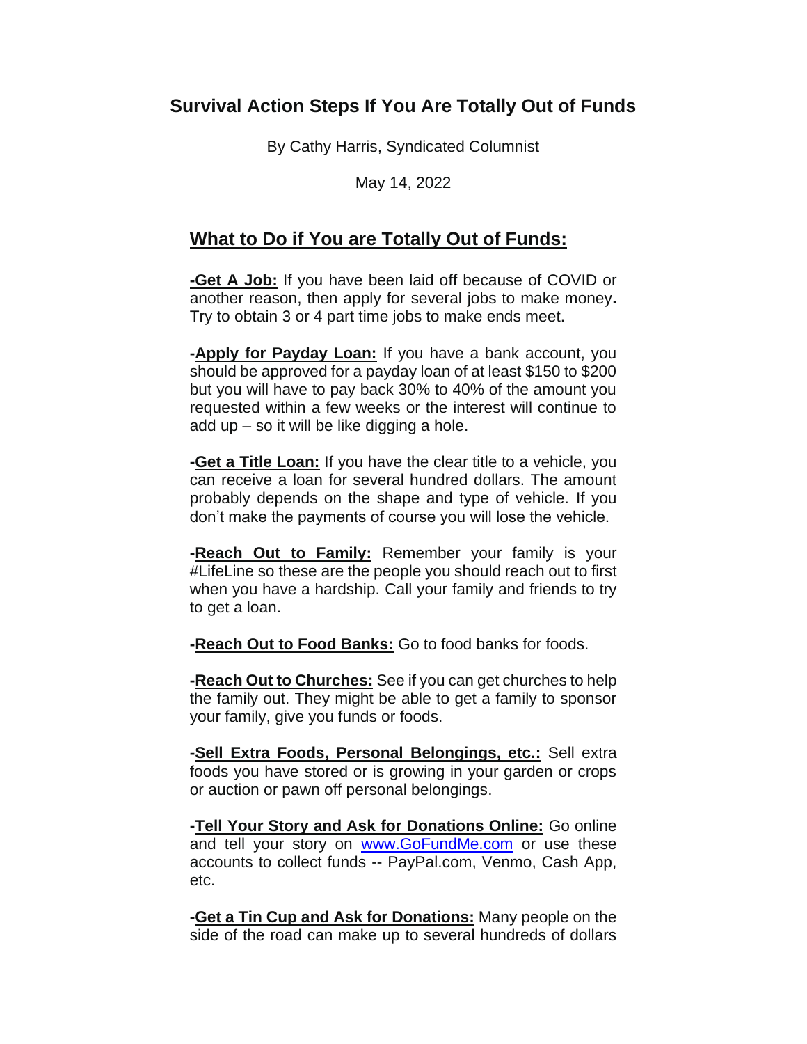# Survival Action Steps If You Are Totally Out of Funds

By Cathy Harris, Syndicated Columnist

May 14, 2022

## What to Do if You are Totally Out of Funds:

**-Get A Job:** If you have been laid off because of COVID or another reason, then apply for several jobs to make money**.** Try to obtain 3 or 4 part time jobs to make ends meet.

**-Apply for Payday Loan:** If you have a bank account, you should be approved for a payday loan of at least $150 to $200 but you will have to pay back 30% to 40% of the amount you requested within a few weeks or the interest will continue to add up – so it will be like digging a hole.

**-Get a Title Loan:** If you have the clear title to a vehicle, you can receive a loan for several hundred dollars. The amount probably depends on the shape and type of vehicle. If you don't make the payments of course you will lose the vehicle.

**-Reach Out to Family:** Remember your family is your #LifeLine so these are the people you should reach out to first when you have a hardship. Call your family and friends to try to get a loan.

**-Reach Out to Food Banks:** Go to food banks for foods.

**-Reach Out to Churches:** See if you can get churches to help the family out. They might be able to get a family to sponsor your family, give you funds or foods.

**-Sell Extra Foods, Personal Belongings, etc.:** Sell extra foods you have stored or is growing in your garden or crops or auction or pawn off personal belongings.

**-Tell Your Story and Ask for Donations Online:** Go online and tell your story on [www.GoFundMe.com](http://www.GoFundMe.com) or use these accounts to collect funds -- PayPal.com, Venmo, Cash App, etc.

**-Get a Tin Cup and Ask for Donations:** Many people on the side of the road can make up to several hundreds of dollars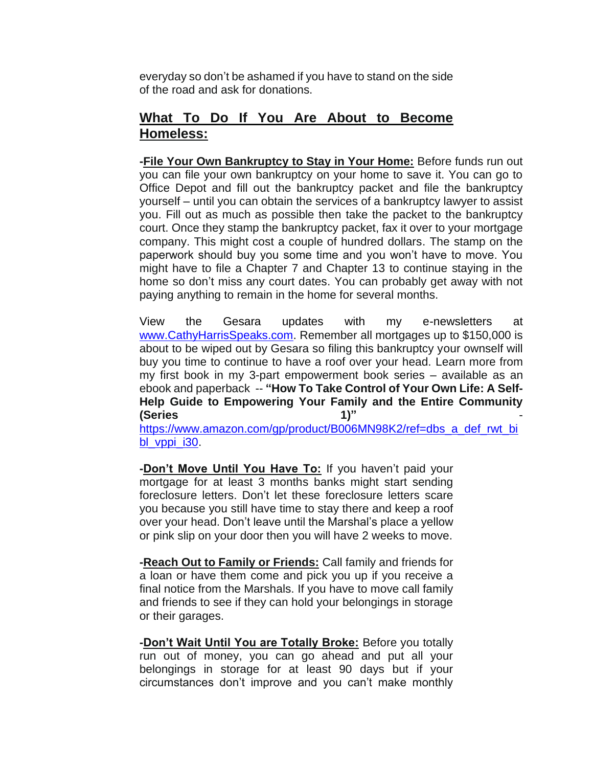everyday so don't be ashamed if you have to stand on the side of the road and ask for donations.

## What To Do If You Are About to Become Homeless:

**-File Your Own Bankruptcy to Stay in Your Home:** Before funds run out you can file your own bankruptcy on your home to save it. You can go to Office Depot and fill out the bankruptcy packet and file the bankruptcy yourself – until you can obtain the services of a bankruptcy lawyer to assist you. Fill out as much as possible then take the packet to the bankruptcy court. Once they stamp the bankruptcy packet, fax it over to your mortgage company. This might cost a couple of hundred dollars. The stamp on the paperwork should buy you some time and you won't have to move. You might have to file a Chapter 7 and Chapter 13 to continue staying in the home so don't miss any court dates. You can probably get away with not paying anything to remain in the home for several months.

View the Gesara updates with my e-newsletters at www.CathyHarrisSpeaks.com. Remember all mortgages up to $150,000 is about to be wiped out by Gesara so filing this bankruptcy your ownself will buy you time to continue to have a roof over your head. Learn more from my first book in my 3-part empowerment book series – available as an ebook and paperback -- **"How To Take Control of Your Own Life: A Self-Help Guide to Empowering Your Family and the Entire Community (Series 1)"** - https://www.amazon.com/gp/product/B006MN98K2/ref=dbs_a_def_rwt_bibl_vppi_i30.

**-Don't Move Until You Have To:** If you haven't paid your mortgage for at least 3 months banks might start sending foreclosure letters. Don't let these foreclosure letters scare you because you still have time to stay there and keep a roof over your head. Don't leave until the Marshal's place a yellow or pink slip on your door then you will have 2 weeks to move.

**-Reach Out to Family or Friends:** Call family and friends for a loan or have them come and pick you up if you receive a final notice from the Marshals. If you have to move call family and friends to see if they can hold your belongings in storage or their garages.

**-Don't Wait Until You are Totally Broke:** Before you totally run out of money, you can go ahead and put all your belongings in storage for at least 90 days but if your circumstances don't improve and you can't make monthly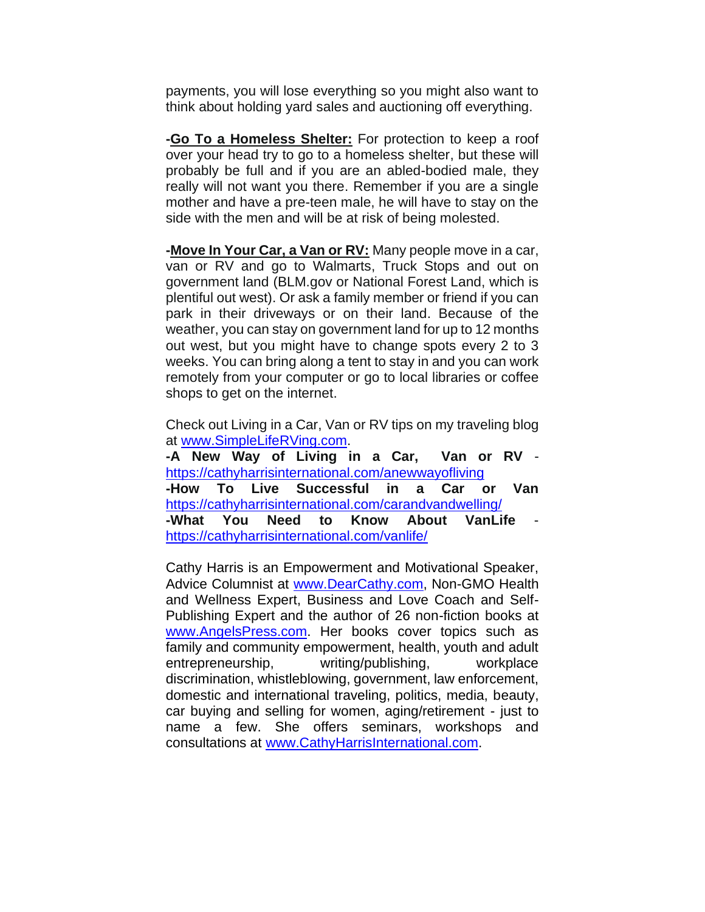payments, you will lose everything so you might also want to think about holding yard sales and auctioning off everything.

-**<u>Go To a Homeless Shelter:</u>** For protection to keep a roof over your head try to go to a homeless shelter, but these will probably be full and if you are an abled-bodied male, they really will not want you there. Remember if you are a single mother and have a pre-teen male, he will have to stay on the side with the men and will be at risk of being molested.

-**<u>Move In Your Car, a Van or RV:</u>** Many people move in a car, van or RV and go to Walmarts, Truck Stops and out on government land (BLM.gov or National Forest Land, which is plentiful out west). Or ask a family member or friend if you can park in their driveways or on their land. Because of the weather, you can stay on government land for up to 12 months out west, but you might have to change spots every 2 to 3 weeks. You can bring along a tent to stay in and you can work remotely from your computer or go to local libraries or coffee shops to get on the internet.

Check out Living in a Car, Van or RV tips on my traveling blog at [www.SimpleLifeRVing.com](www.SimpleLifeRVing.com).

**-A New Way of Living in a Car, Van or RV** - [https://cathyharrisinternational.com/anewwayofliving](https://cathyharrisinternational.com/anewwayofliving)

**-How To Live Successful in a Car or Van** [https://cathyharrisinternational.com/carandvandwelling/](https://cathyharrisinternational.com/carandvandwelling/)

**-What You Need to Know About VanLife** - [https://cathyharrisinternational.com/vanlife/](https://cathyharrisinternational.com/vanlife/)

Cathy Harris is an Empowerment and Motivational Speaker, Advice Columnist at [www.DearCathy.com](www.DearCathy.com), Non-GMO Health and Wellness Expert, Business and Love Coach and Self-Publishing Expert and the author of 26 non-fiction books at [www.AngelsPress.com](www.AngelsPress.com). Her books cover topics such as family and community empowerment, health, youth and adult entrepreneurship, writing/publishing, workplace discrimination, whistleblowing, government, law enforcement, domestic and international traveling, politics, media, beauty, car buying and selling for women, aging/retirement - just to name a few. She offers seminars, workshops and consultations at [www.CathyHarrisInternational.com](www.CathyHarrisInternational.com).